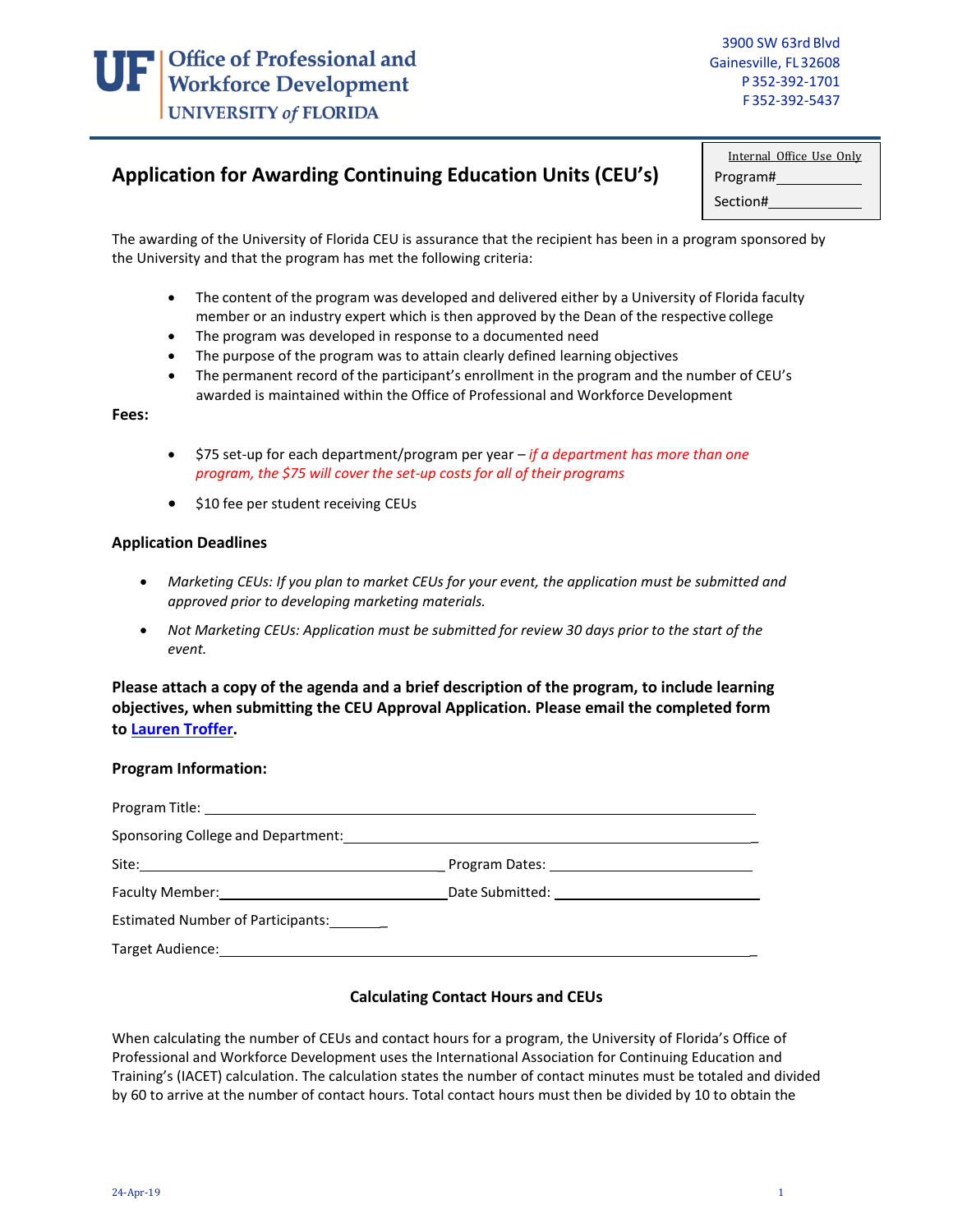UF | Office of Professional and Workforce Development
UNIVERSITY of FLORIDA

3900 SW 63rd Blvd
Gainesville, FL 32608
P 352-392-1701
F 352-392-5437

## Application for Awarding Continuing Education Units (CEU's)

Internal Office Use Only
Program#\_\_\_\_\_\_\_\_\_\_\_\_
Section#\_\_\_\_\_\_\_\_\_\_\_\_

The awarding of the University of Florida CEU is assurance that the recipient has been in a program sponsored by the University and that the program has met the following criteria:

- The content of the program was developed and delivered either by a University of Florida faculty member or an industry expert which is then approved by the Dean of the respective college
- The program was developed in response to a documented need
- The purpose of the program was to attain clearly defined learning objectives
- The permanent record of the participant's enrollment in the program and the number of CEU's awarded is maintained within the Office of Professional and Workforce Development

**Fees:**

- $75 set-up for each department/program per year – *if a department has more than one program, the $75 will cover the set-up costs for all of their programs*
- $10 fee per student receiving CEUs

**Application Deadlines**

- *Marketing CEUs: If you plan to market CEUs for your event, the application must be submitted and approved prior to developing marketing materials.*
- *Not Marketing CEUs: Application must be submitted for review 30 days prior to the start of the event.*

**Please attach a copy of the agenda and a brief description of the program, to include learning objectives, when submitting the CEU Approval Application. Please email the completed form to Lauren Troffer.**

**Program Information:**

Program Title: \_\_\_\_\_\_\_\_\_\_\_\_\_\_\_\_\_\_\_\_\_\_\_\_\_\_\_\_\_\_\_\_\_\_\_\_\_\_\_\_

Sponsoring College and Department: \_\_\_\_\_\_\_\_\_\_\_\_\_\_\_\_\_\_\_\_\_\_\_\_\_\_\_\_\_\_\_\_

Site: \_\_\_\_\_\_\_\_\_\_\_\_\_\_\_\_\_\_\_\_\_\_\_\_ Program Dates: \_\_\_\_\_\_\_\_\_\_\_\_\_\_\_\_

Faculty Member: \_\_\_\_\_\_\_\_\_\_\_\_\_\_\_\_\_\_ Date Submitted: \_\_\_\_\_\_\_\_\_\_\_\_\_\_\_\_

Estimated Number of Participants: \_\_\_\_\_\_

Target Audience: \_\_\_\_\_\_\_\_\_\_\_\_\_\_\_\_\_\_\_\_\_\_\_\_\_\_\_\_\_\_\_\_\_\_\_\_\_\_\_\_

### Calculating Contact Hours and CEUs

When calculating the number of CEUs and contact hours for a program, the University of Florida's Office of Professional and Workforce Development uses the International Association for Continuing Education and Training's (IACET) calculation. The calculation states the number of contact minutes must be totaled and divided by 60 to arrive at the number of contact hours. Total contact hours must then be divided by 10 to obtain the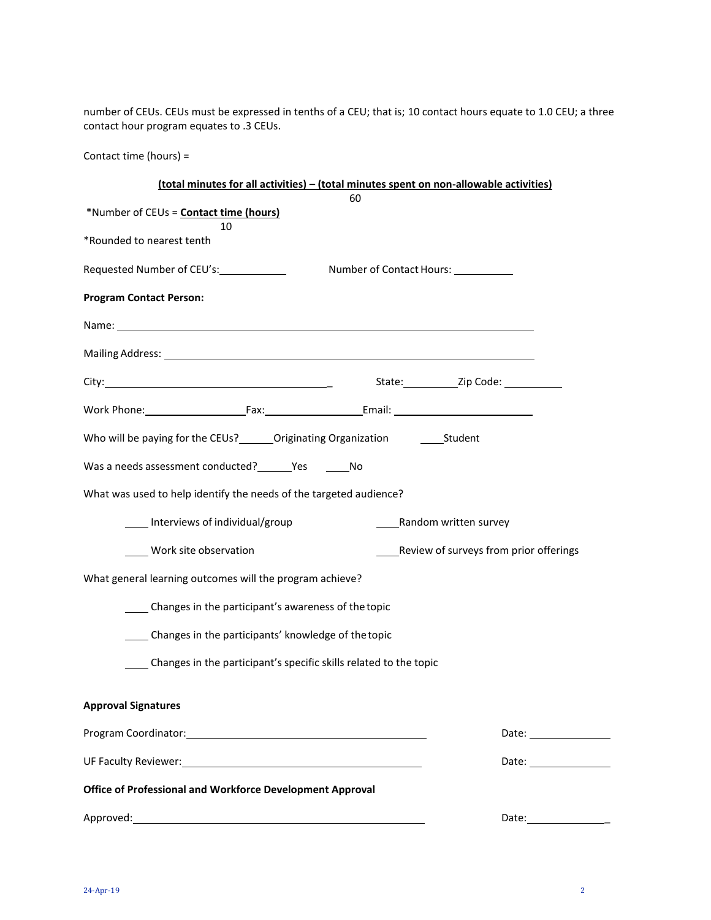number of CEUs. CEUs must be expressed in tenths of a CEU; that is; 10 contact hours equate to 1.0 CEU; a three contact hour program equates to .3 CEUs.

Contact time (hours) =

$$\frac{\text{(total minutes for all activities)} - \text{(total minutes spent on non-allowable activities)}}{60}$$

*Number of CEUs = $\frac{\textbf{Contact time (hours)}}{10}$

*Rounded to nearest tenth

Requested Number of CEU's:____________ Number of Contact Hours: ___________

**Program Contact Person:**

Name: ______________________________________________________________________

Mailing Address: ______________________________________________________________

City: ________________________________________ State: __________ Zip Code: ___________

Work Phone: __________________ Fax: __________________ Email: _________________________

Who will be paying for the CEUs? ______ Originating Organization ____ Student

Was a needs assessment conducted? ______ Yes ____ No

What was used to help identify the needs of the targeted audience?

____ Interviews of individual/group ____ Random written survey

____ Work site observation ____ Review of surveys from prior offerings

What general learning outcomes will the program achieve?

____ Changes in the participant's awareness of the topic

____ Changes in the participants' knowledge of the topic

____ Changes in the participant's specific skills related to the topic

**Approval Signatures**

Program Coordinator: ____________________________________________ Date: _______________

UF Faculty Reviewer: ____________________________________________ Date: _______________

**Office of Professional and Workforce Development Approval**

Approved: ______________________________________________________ Date: _______________